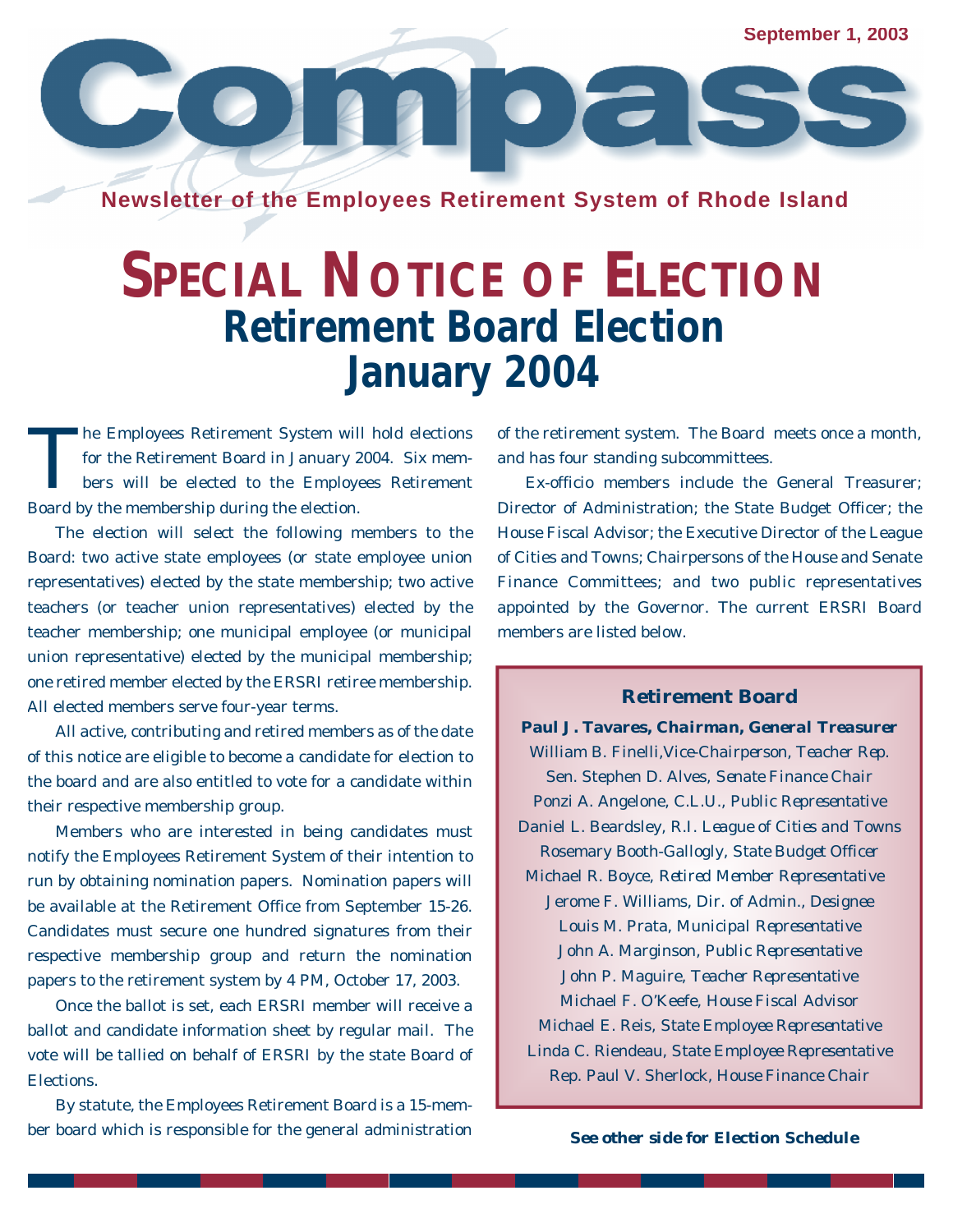September 1, 2003

# Compass

**Newsletter of the Employees Retirement System of Rhode Island**

# SPECIAL NOTICE OF ELECTION

## Retirement Board Election January 2004

The Employees Retirement System will hold elections for the Retirement Board in January 2004. Six members will be elected to the Employees Retirement Board by the membership during the election.

The election will select the following members to the Board: two active state employees (or state employee union representatives) elected by the state membership; two active teachers (or teacher union representatives) elected by the teacher membership; one municipal employee (or municipal union representative) elected by the municipal membership; one retired member elected by the ERSRI retiree membership. All elected members serve four-year terms.

All active, contributing and retired members as of the date of this notice are eligible to become a candidate for election to the board and are also entitled to vote for a candidate within their respective membership group.

Members who are interested in being candidates must notify the Employees Retirement System of their intention to run by obtaining nomination papers. Nomination papers will be available at the Retirement Office from September 15-26. Candidates must secure one hundred signatures from their respective membership group and return the nomination papers to the retirement system by 4 PM, October 17, 2003.

Once the ballot is set, each ERSRI member will receive a ballot and candidate information sheet by regular mail. The vote will be tallied on behalf of ERSRI by the state Board of Elections.

By statute, the Employees Retirement Board is a 15-member board which is responsible for the general administration of the retirement system. The Board meets once a month, and has four standing subcommittees.

Ex-officio members include the General Treasurer; Director of Administration; the State Budget Officer; the House Fiscal Advisor; the Executive Director of the League of Cities and Towns; Chairpersons of the House and Senate Finance Committees; and two public representatives appointed by the Governor. The current ERSRI Board members are listed below.

### Retirement Board

**Paul J. Tavares, *Chairman, General Treasurer***
William B. Finelli, *Vice-Chairperson, Teacher Rep.*
Sen. Stephen D. Alves, *Senate Finance Chair*
Ponzi A. Angelone, C.L.U., *Public Representative*
Daniel L. Beardsley, *R.I. League of Cities and Towns*
Rosemary Booth-Gallogly, *State Budget Officer*
Michael R. Boyce, *Retired Member Representative*
Jerome F. Williams, *Dir. of Admin., Designee*
Louis M. Prata, *Municipal Representative*
John A. Marginson, *Public Representative*
John P. Maguire, *Teacher Representative*
Michael F. O'Keefe, *House Fiscal Advisor*
Michael E. Reis, *State Employee Representative*
Linda C. Riendeau, *State Employee Representative*
Rep. Paul V. Sherlock, *House Finance Chair*

**See other side for Election Schedule**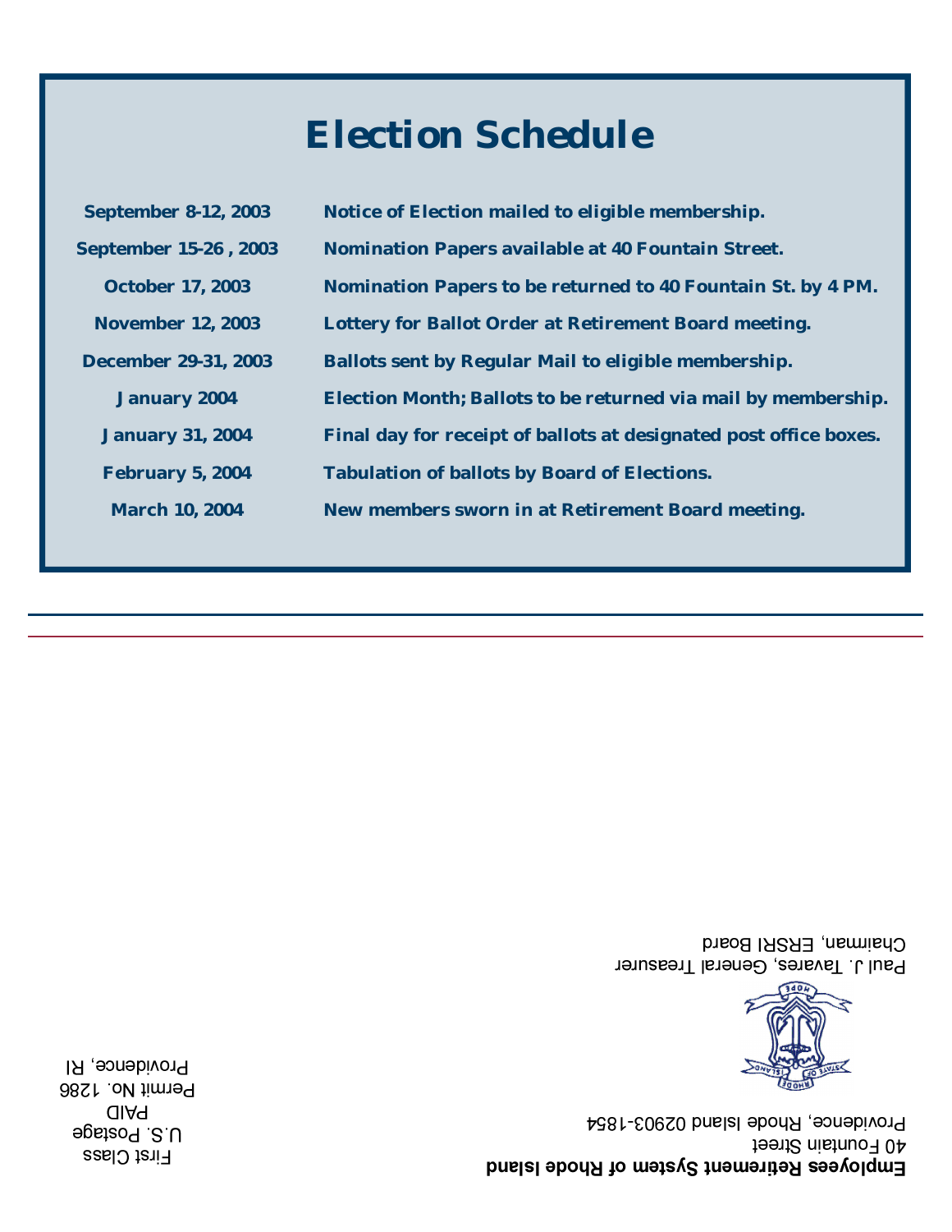# Election Schedule

| | |
|---|---|
| September 8-12, 2003 | Notice of Election mailed to eligible membership. |
| September 15-26 , 2003 | Nomination Papers available at 40 Fountain Street. |
| October 17, 2003 | Nomination Papers to be returned to 40 Fountain St. by 4 PM. |
| November 12, 2003 | Lottery for Ballot Order at Retirement Board meeting. |
| December 29-31, 2003 | Ballots sent by Regular Mail to eligible membership. |
| January 2004 | Election Month; Ballots to be returned via mail by membership. |
| January 31, 2004 | Final day for receipt of ballots at designated post office boxes. |
| February 5, 2004 | Tabulation of ballots by Board of Elections. |
| March 10, 2004 | New members sworn in at Retirement Board meeting. |

Paul J. Tavares, General Treasurer
Chairman, ERSRI Board

**Employees Retirement System of Rhode Island**
40 Fountain Street
Providence, Rhode Island 02903-1854

First Class
U.S. Postage
PAID
Permit No. 1286
Providence, RI